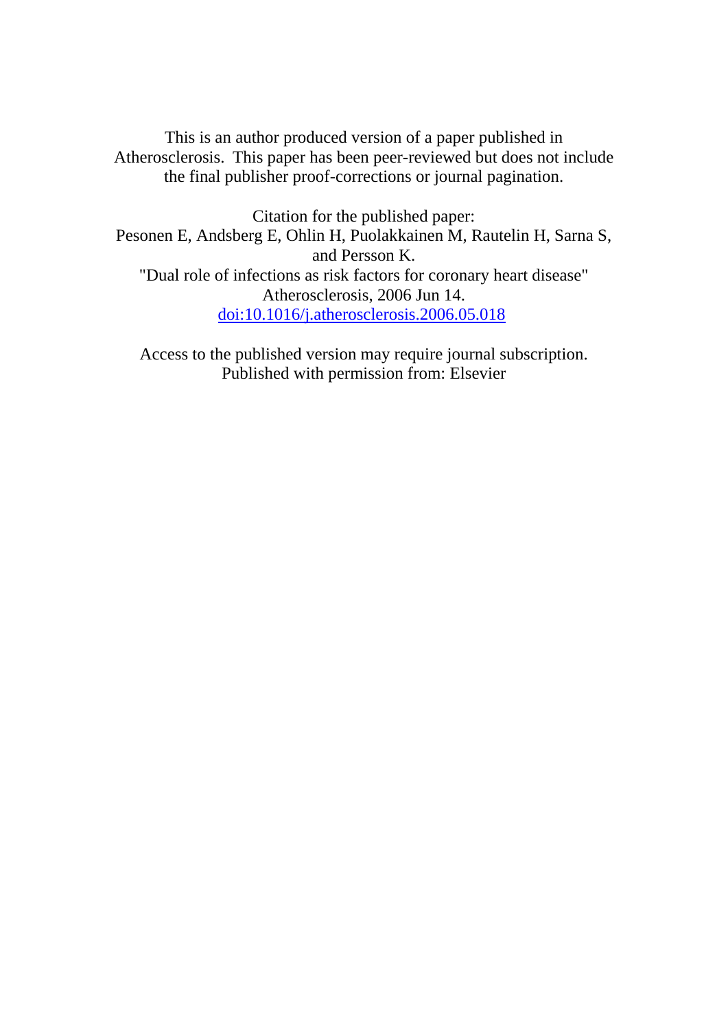This is an author produced version of a paper published in Atherosclerosis. This paper has been peer-reviewed but does not include the final publisher proof-corrections or journal pagination.

Citation for the published paper:
Pesonen E, Andsberg E, Ohlin H, Puolakkainen M, Rautelin H, Sarna S, and Persson K.
"Dual role of infections as risk factors for coronary heart disease"
Atherosclerosis, 2006 Jun 14.
[doi:10.1016/j.atherosclerosis.2006.05.018](doi:10.1016/j.atherosclerosis.2006.05.018)

Access to the published version may require journal subscription.
Published with permission from: Elsevier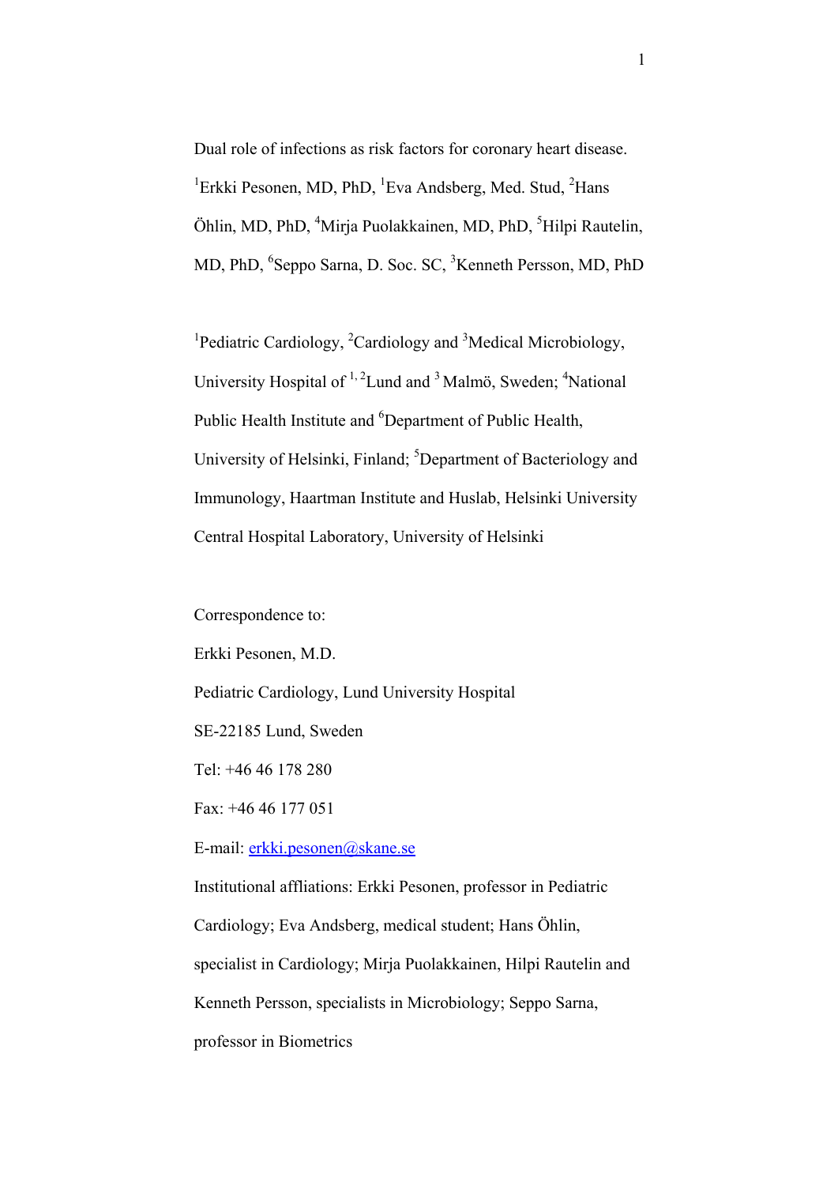# Dual role of infections as risk factors for coronary heart disease.

[1]Erkki Pesonen, MD, PhD, [1]Eva Andsberg, Med. Stud, [2]Hans Öhlin, MD, PhD, [4]Mirja Puolakkainen, MD, PhD, [5]Hilpi Rautelin, MD, PhD, [6]Seppo Sarna, D. Soc. SC, [3]Kenneth Persson, MD, PhD

[1]Pediatric Cardiology, [2]Cardiology and [3]Medical Microbiology, University Hospital of [1, 2]Lund and [3] Malmö, Sweden; [4]National Public Health Institute and [6]Department of Public Health, University of Helsinki, Finland; [5]Department of Bacteriology and Immunology, Haartman Institute and Huslab, Helsinki University Central Hospital Laboratory, University of Helsinki

Correspondence to:

Erkki Pesonen, M.D.

Pediatric Cardiology, Lund University Hospital

SE-22185 Lund, Sweden

Tel: +46 46 178 280

Fax: +46 46 177 051

E-mail: erkki.pesonen@skane.se

Institutional affliations: Erkki Pesonen, professor in Pediatric Cardiology; Eva Andsberg, medical student; Hans Öhlin, specialist in Cardiology; Mirja Puolakkainen, Hilpi Rautelin and Kenneth Persson, specialists in Microbiology; Seppo Sarna, professor in Biometrics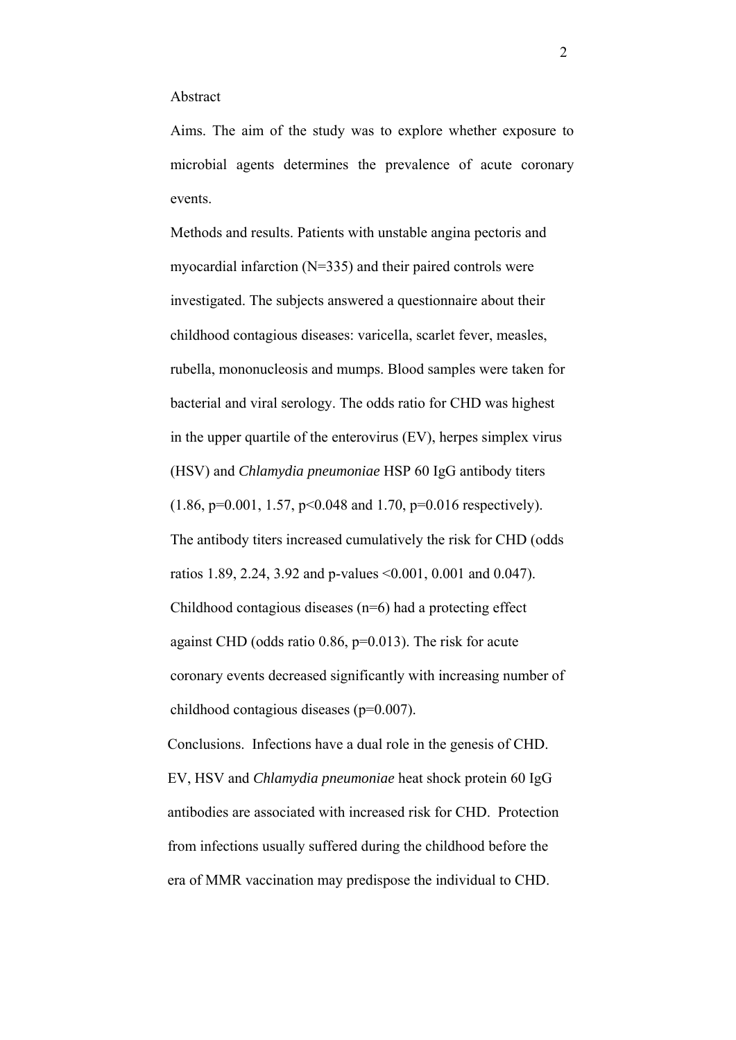## Abstract

Aims. The aim of the study was to explore whether exposure to microbial agents determines the prevalence of acute coronary events.

Methods and results. Patients with unstable angina pectoris and myocardial infarction (N=335) and their paired controls were investigated. The subjects answered a questionnaire about their childhood contagious diseases: varicella, scarlet fever, measles, rubella, mononucleosis and mumps. Blood samples were taken for bacterial and viral serology. The odds ratio for CHD was highest in the upper quartile of the enterovirus (EV), herpes simplex virus (HSV) and *Chlamydia pneumoniae* HSP 60 IgG antibody titers (1.86, $p=0.001$, 1.57, $p<0.048$ and 1.70, $p=0.016$ respectively). The antibody titers increased cumulatively the risk for CHD (odds ratios 1.89, 2.24, 3.92 and p-values <0.001, 0.001 and 0.047). Childhood contagious diseases (n=6) had a protecting effect against CHD (odds ratio 0.86, $p=0.013$). The risk for acute coronary events decreased significantly with increasing number of childhood contagious diseases ($p=0.007$).

Conclusions. Infections have a dual role in the genesis of CHD. EV, HSV and *Chlamydia pneumoniae* heat shock protein 60 IgG antibodies are associated with increased risk for CHD. Protection from infections usually suffered during the childhood before the era of MMR vaccination may predispose the individual to CHD.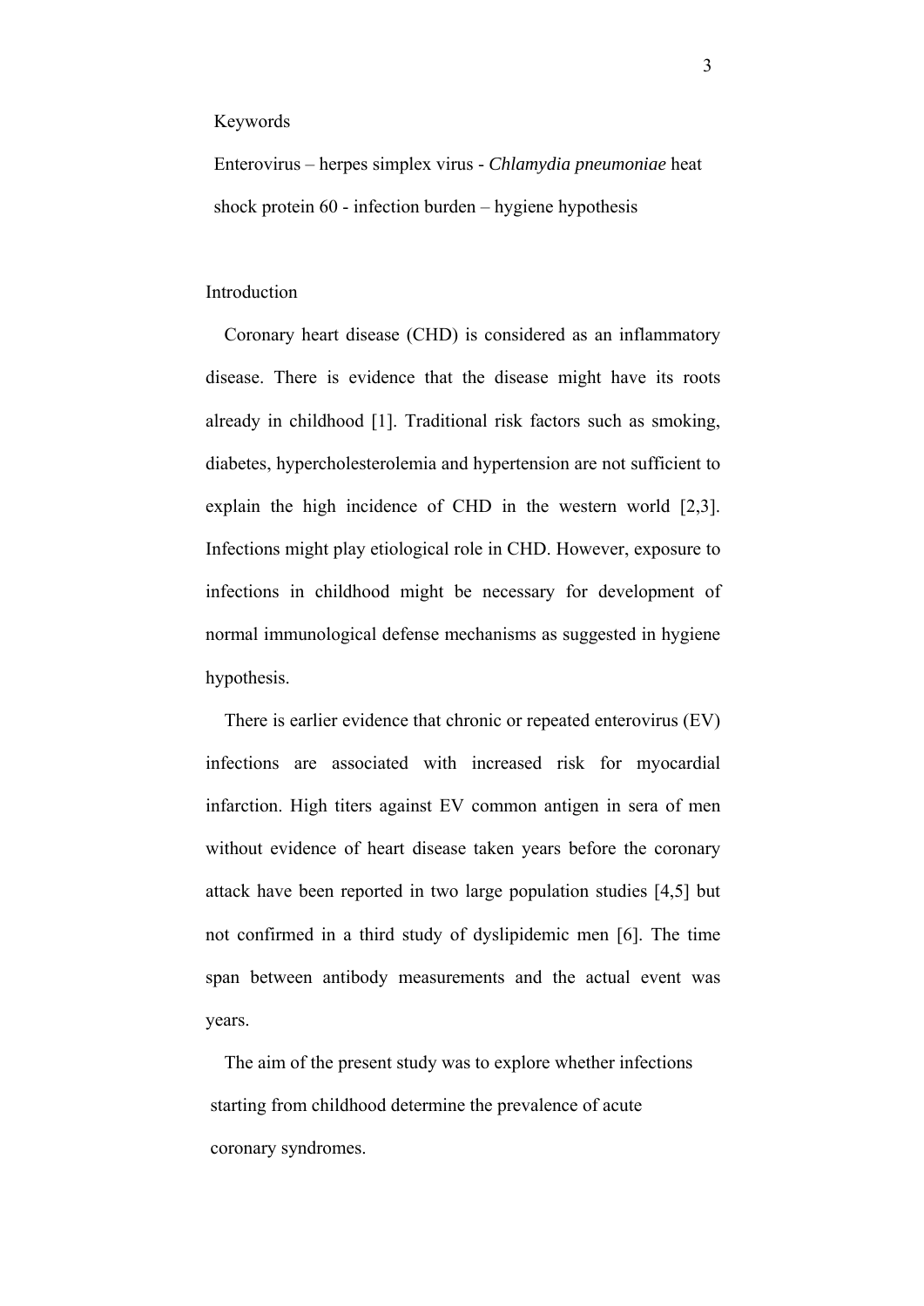Keywords

Enterovirus – herpes simplex virus - *Chlamydia pneumoniae* heat shock protein 60 - infection burden – hygiene hypothesis

## Introduction

Coronary heart disease (CHD) is considered as an inflammatory disease. There is evidence that the disease might have its roots already in childhood [1]. Traditional risk factors such as smoking, diabetes, hypercholesterolemia and hypertension are not sufficient to explain the high incidence of CHD in the western world [2,3]. Infections might play etiological role in CHD. However, exposure to infections in childhood might be necessary for development of normal immunological defense mechanisms as suggested in hygiene hypothesis.

There is earlier evidence that chronic or repeated enterovirus (EV) infections are associated with increased risk for myocardial infarction. High titers against EV common antigen in sera of men without evidence of heart disease taken years before the coronary attack have been reported in two large population studies [4,5] but not confirmed in a third study of dyslipidemic men [6]. The time span between antibody measurements and the actual event was years.

The aim of the present study was to explore whether infections starting from childhood determine the prevalence of acute coronary syndromes.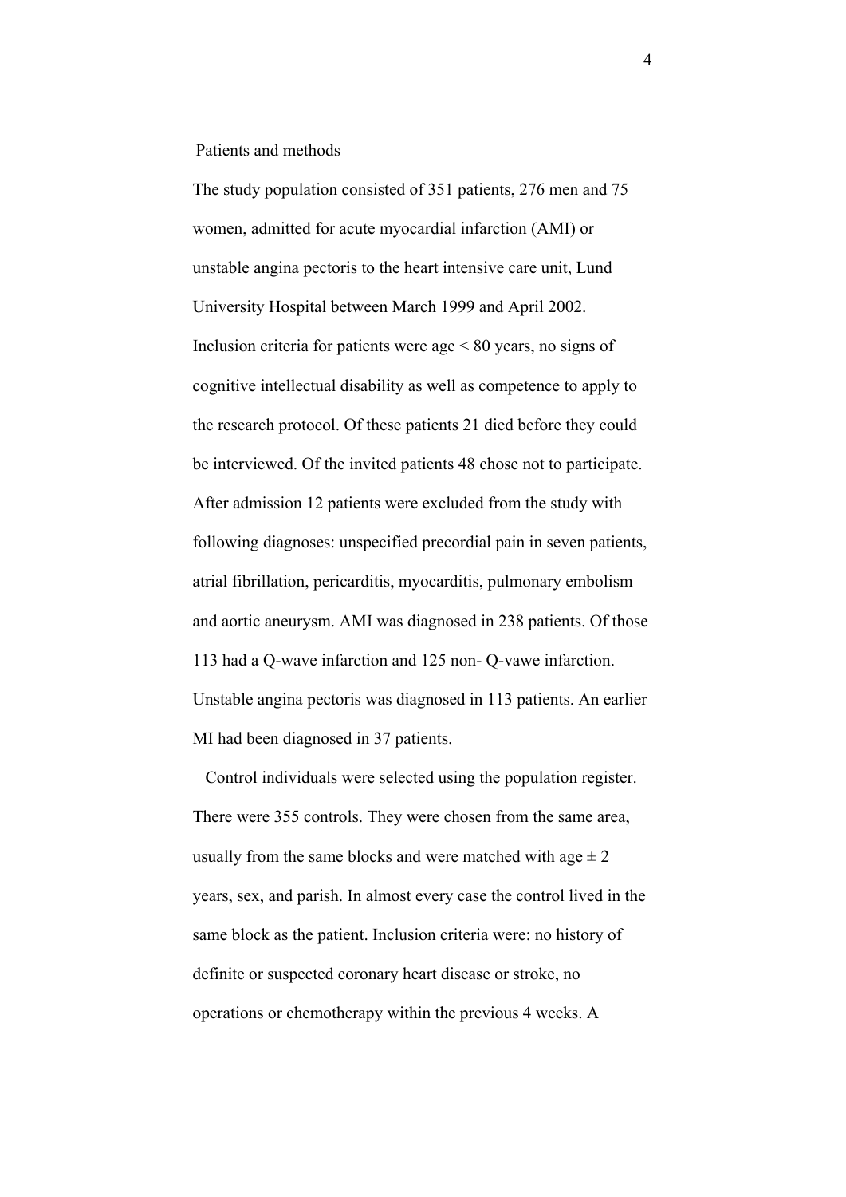## Patients and methods

The study population consisted of 351 patients, 276 men and 75 women, admitted for acute myocardial infarction (AMI) or unstable angina pectoris to the heart intensive care unit, Lund University Hospital between March 1999 and April 2002. Inclusion criteria for patients were age < 80 years, no signs of cognitive intellectual disability as well as competence to apply to the research protocol. Of these patients 21 died before they could be interviewed. Of the invited patients 48 chose not to participate. After admission 12 patients were excluded from the study with following diagnoses: unspecified precordial pain in seven patients, atrial fibrillation, pericarditis, myocarditis, pulmonary embolism and aortic aneurysm. AMI was diagnosed in 238 patients. Of those 113 had a Q-wave infarction and 125 non- Q-vawe infarction. Unstable angina pectoris was diagnosed in 113 patients. An earlier MI had been diagnosed in 37 patients.

Control individuals were selected using the population register. There were 355 controls. They were chosen from the same area, usually from the same blocks and were matched with age ± 2 years, sex, and parish. In almost every case the control lived in the same block as the patient. Inclusion criteria were: no history of definite or suspected coronary heart disease or stroke, no operations or chemotherapy within the previous 4 weeks. A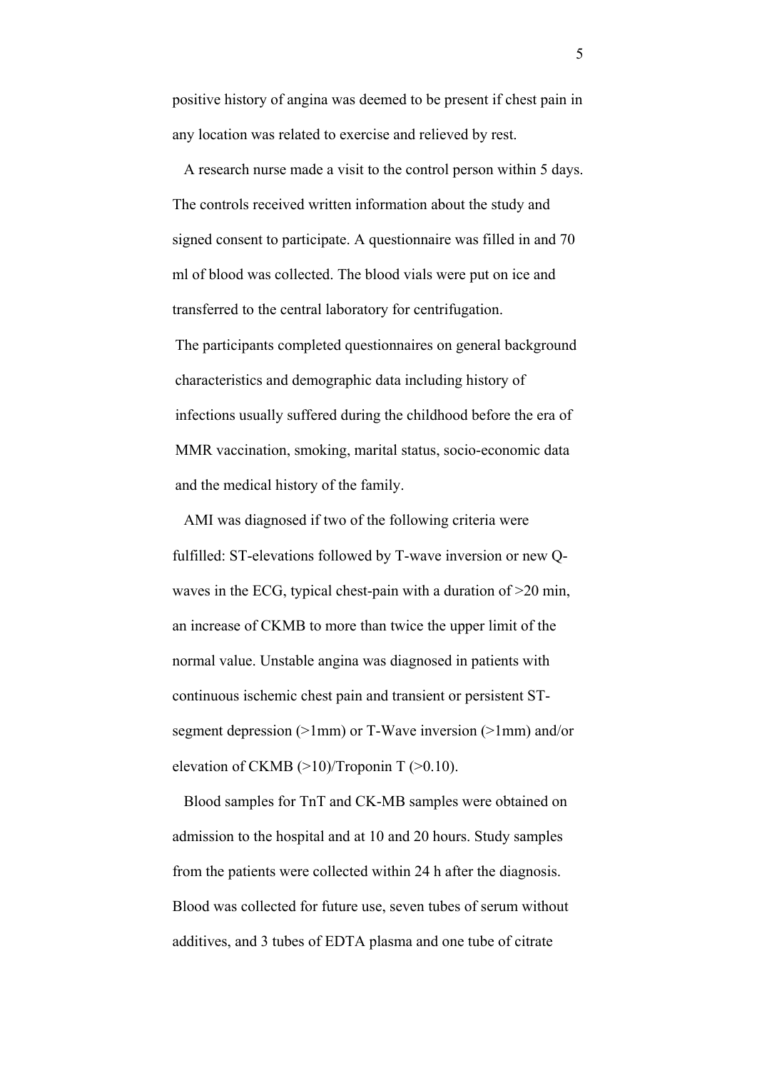positive history of angina was deemed to be present if chest pain in any location was related to exercise and relieved by rest.

A research nurse made a visit to the control person within 5 days. The controls received written information about the study and signed consent to participate. A questionnaire was filled in and 70 ml of blood was collected. The blood vials were put on ice and transferred to the central laboratory for centrifugation.

The participants completed questionnaires on general background characteristics and demographic data including history of infections usually suffered during the childhood before the era of MMR vaccination, smoking, marital status, socio-economic data and the medical history of the family.

AMI was diagnosed if two of the following criteria were fulfilled: ST-elevations followed by T-wave inversion or new Q-waves in the ECG, typical chest-pain with a duration of >20 min, an increase of CKMB to more than twice the upper limit of the normal value. Unstable angina was diagnosed in patients with continuous ischemic chest pain and transient or persistent ST-segment depression (>1mm) or T-Wave inversion (>1mm) and/or elevation of CKMB (>10)/Troponin T (>0.10).

Blood samples for TnT and CK-MB samples were obtained on admission to the hospital and at 10 and 20 hours. Study samples from the patients were collected within 24 h after the diagnosis. Blood was collected for future use, seven tubes of serum without additives, and 3 tubes of EDTA plasma and one tube of citrate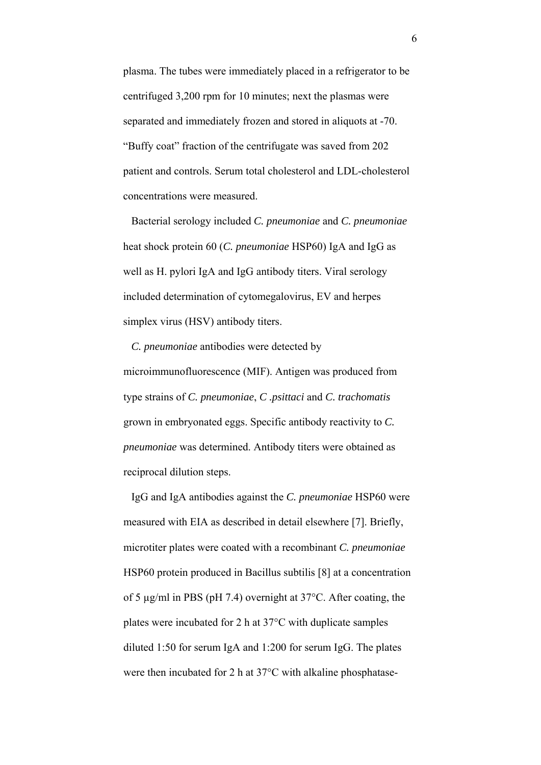plasma. The tubes were immediately placed in a refrigerator to be centrifuged 3,200 rpm for 10 minutes; next the plasmas were separated and immediately frozen and stored in aliquots at -70. “Buffy coat” fraction of the centrifugate was saved from 202 patient and controls. Serum total cholesterol and LDL-cholesterol concentrations were measured.

Bacterial serology included *C. pneumoniae* and *C. pneumoniae* heat shock protein 60 (*C. pneumoniae* HSP60) IgA and IgG as well as H. pylori IgA and IgG antibody titers. Viral serology included determination of cytomegalovirus, EV and herpes simplex virus (HSV) antibody titers.

*C. pneumoniae* antibodies were detected by microimmunofluorescence (MIF). Antigen was produced from type strains of *C. pneumoniae*, *C .psittaci* and *C. trachomatis* grown in embryonated eggs. Specific antibody reactivity to *C. pneumoniae* was determined. Antibody titers were obtained as reciprocal dilution steps.

IgG and IgA antibodies against the *C. pneumoniae* HSP60 were measured with EIA as described in detail elsewhere [7]. Briefly, microtiter plates were coated with a recombinant *C. pneumoniae* HSP60 protein produced in Bacillus subtilis [8] at a concentration of 5 µg/ml in PBS (pH 7.4) overnight at 37°C. After coating, the plates were incubated for 2 h at 37°C with duplicate samples diluted 1:50 for serum IgA and 1:200 for serum IgG. The plates were then incubated for 2 h at 37°C with alkaline phosphatase-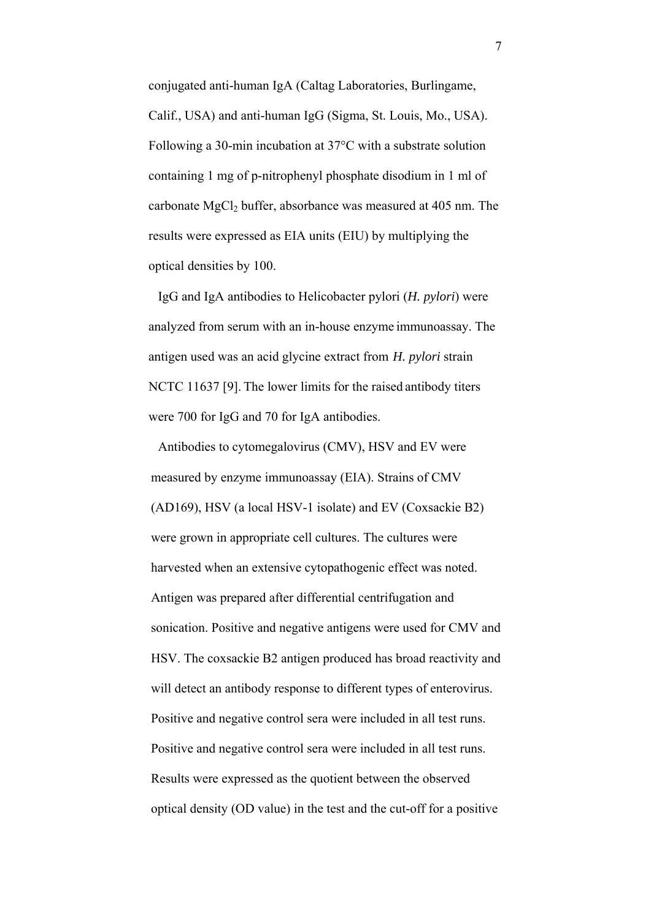conjugated anti-human IgA (Caltag Laboratories, Burlingame, Calif., USA) and anti-human IgG (Sigma, St. Louis, Mo., USA). Following a 30-min incubation at 37°C with a substrate solution containing 1 mg of p-nitrophenyl phosphate disodium in 1 ml of carbonate $MgCl_2$ buffer, absorbance was measured at 405 nm. The results were expressed as EIA units (EIU) by multiplying the optical densities by 100.

IgG and IgA antibodies to Helicobacter pylori (*H. pylori*) were analyzed from serum with an in-house enzyme immunoassay. The antigen used was an acid glycine extract from *H. pylori* strain NCTC 11637 [9]. The lower limits for the raised antibody titers were 700 for IgG and 70 for IgA antibodies.

Antibodies to cytomegalovirus (CMV), HSV and EV were measured by enzyme immunoassay (EIA). Strains of CMV (AD169), HSV (a local HSV-1 isolate) and EV (Coxsackie B2) were grown in appropriate cell cultures. The cultures were harvested when an extensive cytopathogenic effect was noted. Antigen was prepared after differential centrifugation and sonication. Positive and negative antigens were used for CMV and HSV. The coxsackie B2 antigen produced has broad reactivity and will detect an antibody response to different types of enterovirus. Positive and negative control sera were included in all test runs. Positive and negative control sera were included in all test runs. Results were expressed as the quotient between the observed optical density (OD value) in the test and the cut-off for a positive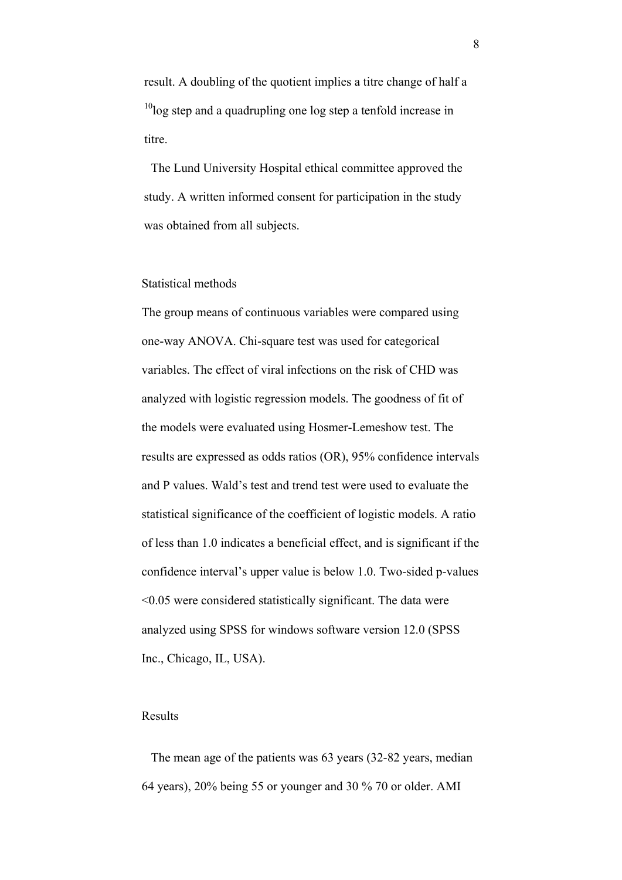result. A doubling of the quotient implies a titre change of half a $^{10}$log step and a quadrupling one log step a tenfold increase in titre.

The Lund University Hospital ethical committee approved the study. A written informed consent for participation in the study was obtained from all subjects.

## Statistical methods

The group means of continuous variables were compared using one-way ANOVA. Chi-square test was used for categorical variables. The effect of viral infections on the risk of CHD was analyzed with logistic regression models. The goodness of fit of the models were evaluated using Hosmer-Lemeshow test. The results are expressed as odds ratios (OR), 95% confidence intervals and P values. Wald's test and trend test were used to evaluate the statistical significance of the coefficient of logistic models. A ratio of less than 1.0 indicates a beneficial effect, and is significant if the confidence interval's upper value is below 1.0. Two-sided p-values <0.05 were considered statistically significant. The data were analyzed using SPSS for windows software version 12.0 (SPSS Inc., Chicago, IL, USA).

## Results

The mean age of the patients was 63 years (32-82 years, median 64 years), 20% being 55 or younger and 30 % 70 or older. AMI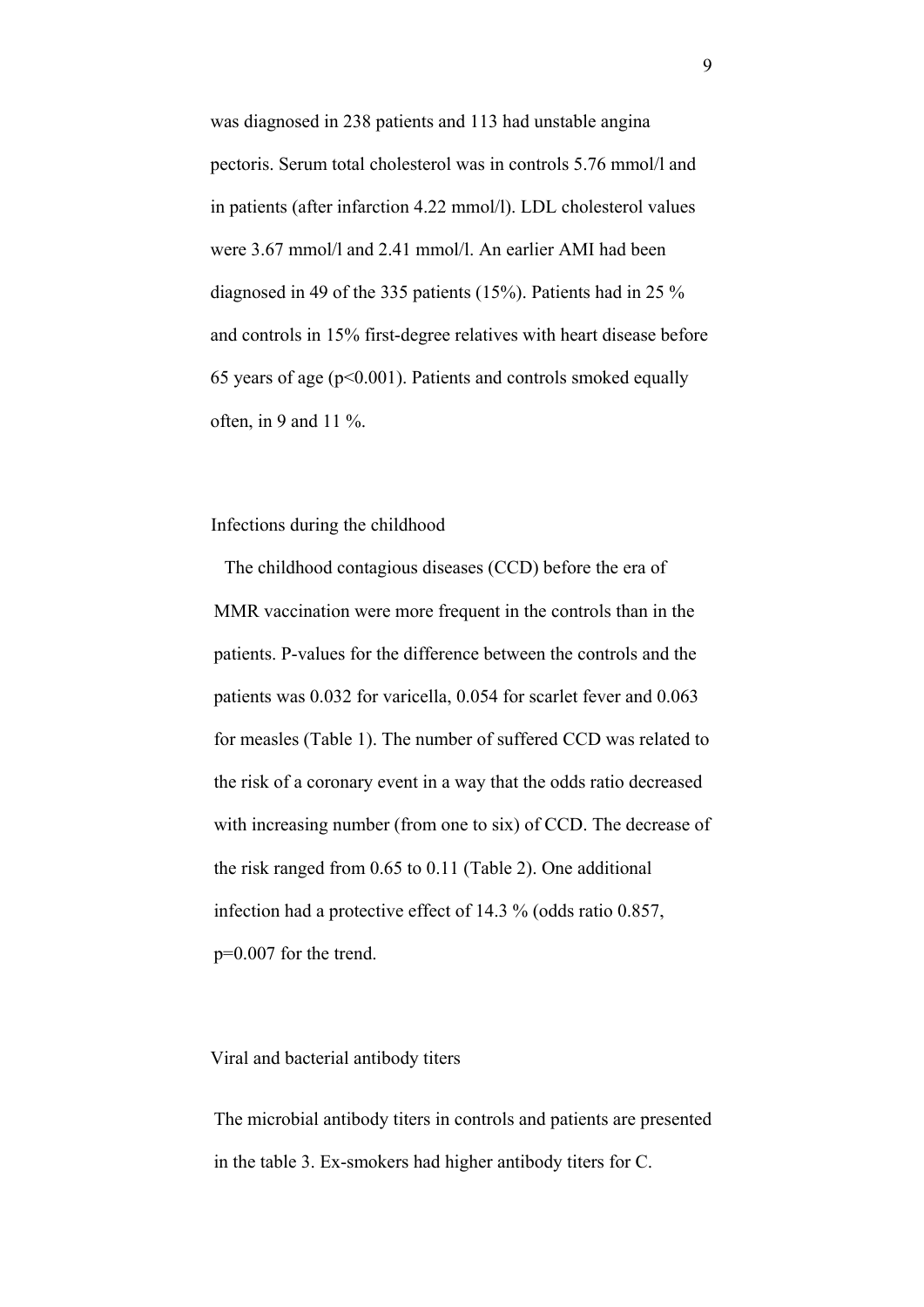was diagnosed in 238 patients and 113 had unstable angina pectoris. Serum total cholesterol was in controls 5.76 mmol/l and in patients (after infarction 4.22 mmol/l). LDL cholesterol values were 3.67 mmol/l and 2.41 mmol/l. An earlier AMI had been diagnosed in 49 of the 335 patients (15%). Patients had in 25 % and controls in 15% first-degree relatives with heart disease before 65 years of age ($p<0.001$). Patients and controls smoked equally often, in 9 and 11 %.

## Infections during the childhood

The childhood contagious diseases (CCD) before the era of MMR vaccination were more frequent in the controls than in the patients. P-values for the difference between the controls and the patients was 0.032 for varicella, 0.054 for scarlet fever and 0.063 for measles (Table 1). The number of suffered CCD was related to the risk of a coronary event in a way that the odds ratio decreased with increasing number (from one to six) of CCD. The decrease of the risk ranged from 0.65 to 0.11 (Table 2). One additional infection had a protective effect of 14.3 % (odds ratio 0.857, $p=0.007$ for the trend.

## Viral and bacterial antibody titers

The microbial antibody titers in controls and patients are presented in the table 3. Ex-smokers had higher antibody titers for C.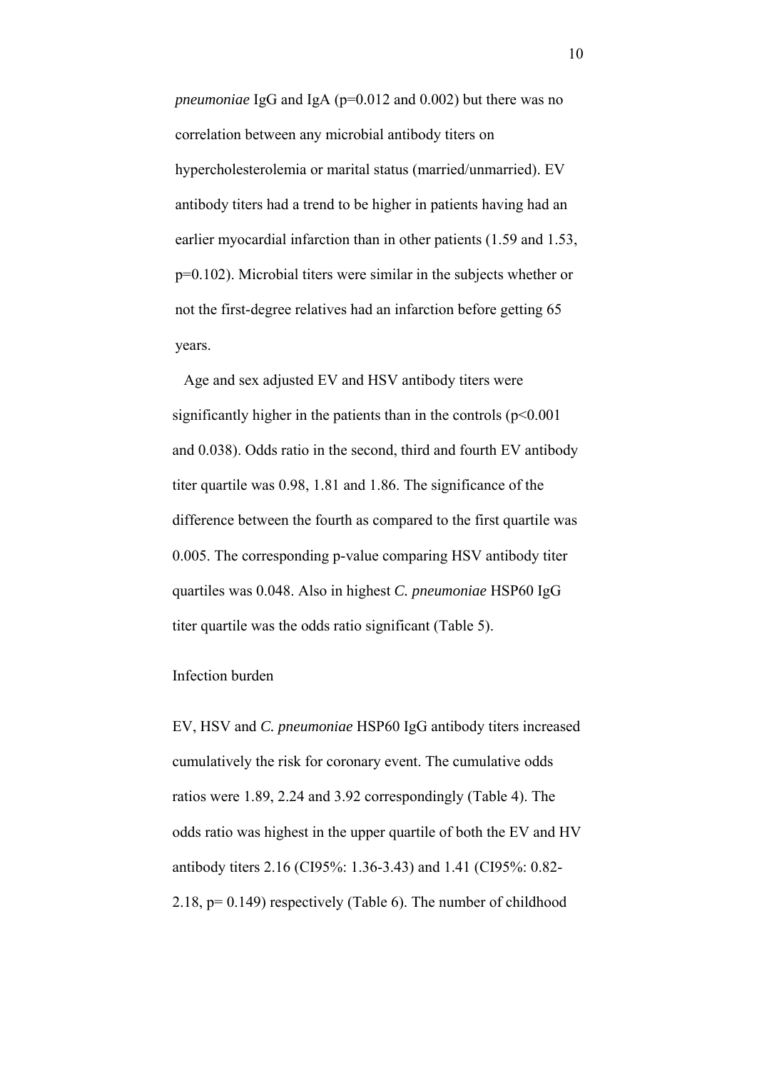*pneumoniae* IgG and IgA (p=0.012 and 0.002) but there was no correlation between any microbial antibody titers on hypercholesterolemia or marital status (married/unmarried). EV antibody titers had a trend to be higher in patients having had an earlier myocardial infarction than in other patients (1.59 and 1.53, p=0.102). Microbial titers were similar in the subjects whether or not the first-degree relatives had an infarction before getting 65 years.

Age and sex adjusted EV and HSV antibody titers were significantly higher in the patients than in the controls (p<0.001 and 0.038). Odds ratio in the second, third and fourth EV antibody titer quartile was 0.98, 1.81 and 1.86. The significance of the difference between the fourth as compared to the first quartile was 0.005. The corresponding p-value comparing HSV antibody titer quartiles was 0.048. Also in highest *C. pneumoniae* HSP60 IgG titer quartile was the odds ratio significant (Table 5).

## Infection burden

EV, HSV and *C. pneumoniae* HSP60 IgG antibody titers increased cumulatively the risk for coronary event. The cumulative odds ratios were 1.89, 2.24 and 3.92 correspondingly (Table 4). The odds ratio was highest in the upper quartile of both the EV and HV antibody titers 2.16 (CI95%: 1.36-3.43) and 1.41 (CI95%: 0.82-2.18, p= 0.149) respectively (Table 6). The number of childhood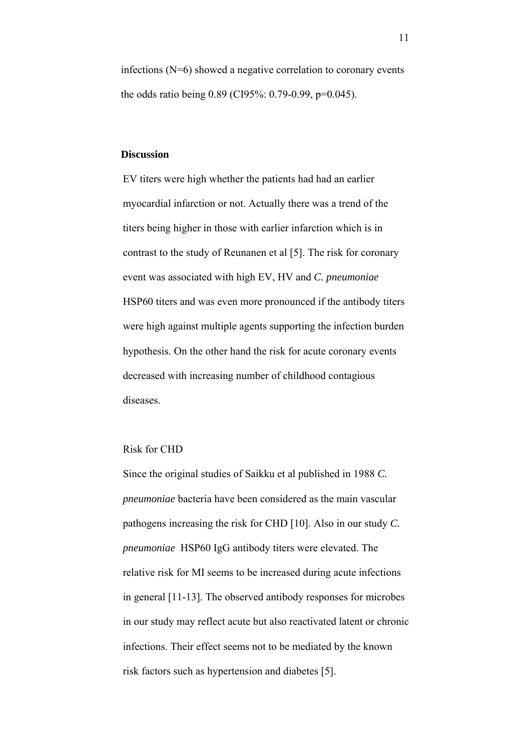infections (N=6) showed a negative correlation to coronary events the odds ratio being 0.89 (CI95%: 0.79-0.99, p=0.045).

## Discussion

EV titers were high whether the patients had had an earlier myocardial infarction or not. Actually there was a trend of the titers being higher in those with earlier infarction which is in contrast to the study of Reunanen et al [5]. The risk for coronary event was associated with high EV, HV and *C. pneumoniae* HSP60 titers and was even more pronounced if the antibody titers were high against multiple agents supporting the infection burden hypothesis. On the other hand the risk for acute coronary events decreased with increasing number of childhood contagious diseases.

### Risk for CHD

Since the original studies of Saikku et al published in 1988 *C. pneumoniae* bacteria have been considered as the main vascular pathogens increasing the risk for CHD [10]. Also in our study *C. pneumoniae* HSP60 IgG antibody titers were elevated. The relative risk for MI seems to be increased during acute infections in general [11-13]. The observed antibody responses for microbes in our study may reflect acute but also reactivated latent or chronic infections. Their effect seems not to be mediated by the known risk factors such as hypertension and diabetes [5].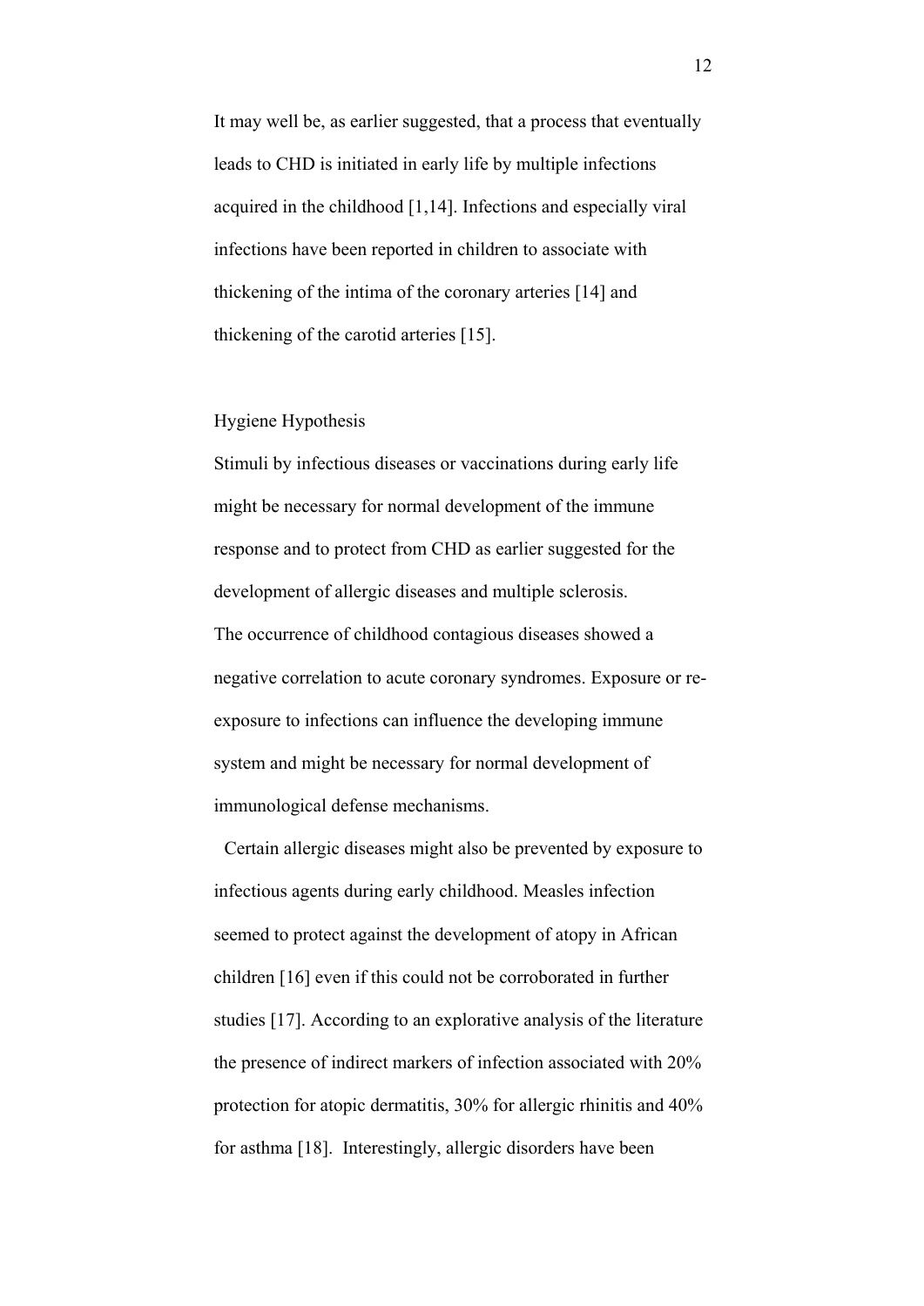It may well be, as earlier suggested, that a process that eventually leads to CHD is initiated in early life by multiple infections acquired in the childhood [1,14]. Infections and especially viral infections have been reported in children to associate with thickening of the intima of the coronary arteries [14] and thickening of the carotid arteries [15].

## Hygiene Hypothesis

Stimuli by infectious diseases or vaccinations during early life might be necessary for normal development of the immune response and to protect from CHD as earlier suggested for the development of allergic diseases and multiple sclerosis.
The occurrence of childhood contagious diseases showed a negative correlation to acute coronary syndromes. Exposure or re-exposure to infections can influence the developing immune system and might be necessary for normal development of immunological defense mechanisms.

Certain allergic diseases might also be prevented by exposure to infectious agents during early childhood. Measles infection seemed to protect against the development of atopy in African children [16] even if this could not be corroborated in further studies [17]. According to an explorative analysis of the literature the presence of indirect markers of infection associated with 20% protection for atopic dermatitis, 30% for allergic rhinitis and 40% for asthma [18]. Interestingly, allergic disorders have been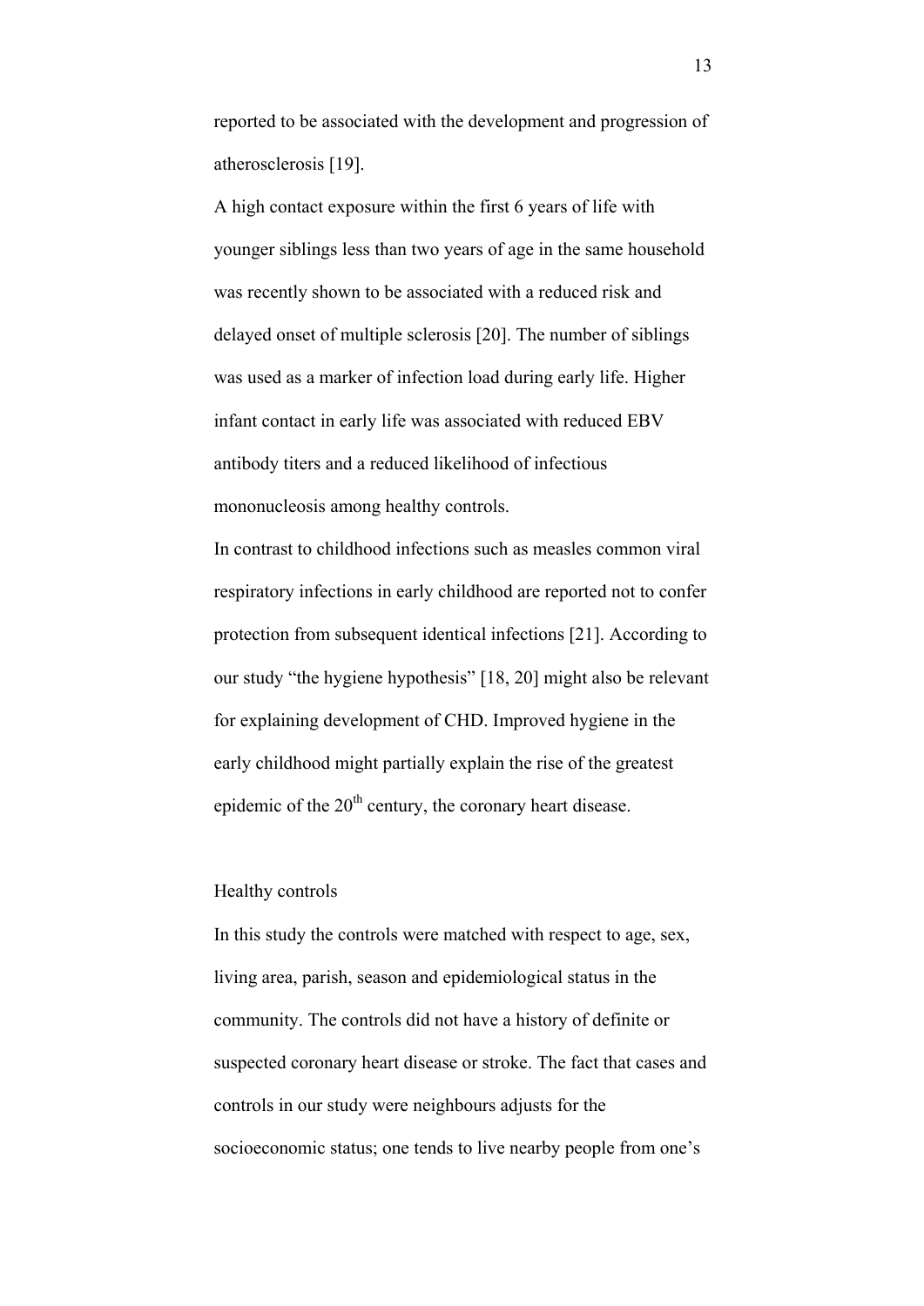reported to be associated with the development and progression of atherosclerosis [19].

A high contact exposure within the first 6 years of life with younger siblings less than two years of age in the same household was recently shown to be associated with a reduced risk and delayed onset of multiple sclerosis [20]. The number of siblings was used as a marker of infection load during early life. Higher infant contact in early life was associated with reduced EBV antibody titers and a reduced likelihood of infectious mononucleosis among healthy controls.

In contrast to childhood infections such as measles common viral respiratory infections in early childhood are reported not to confer protection from subsequent identical infections [21]. According to our study "the hygiene hypothesis" [18, 20] might also be relevant for explaining development of CHD. Improved hygiene in the early childhood might partially explain the rise of the greatest epidemic of the 20$^{th}$ century, the coronary heart disease.

## Healthy controls

In this study the controls were matched with respect to age, sex, living area, parish, season and epidemiological status in the community. The controls did not have a history of definite or suspected coronary heart disease or stroke. The fact that cases and controls in our study were neighbours adjusts for the socioeconomic status; one tends to live nearby people from one's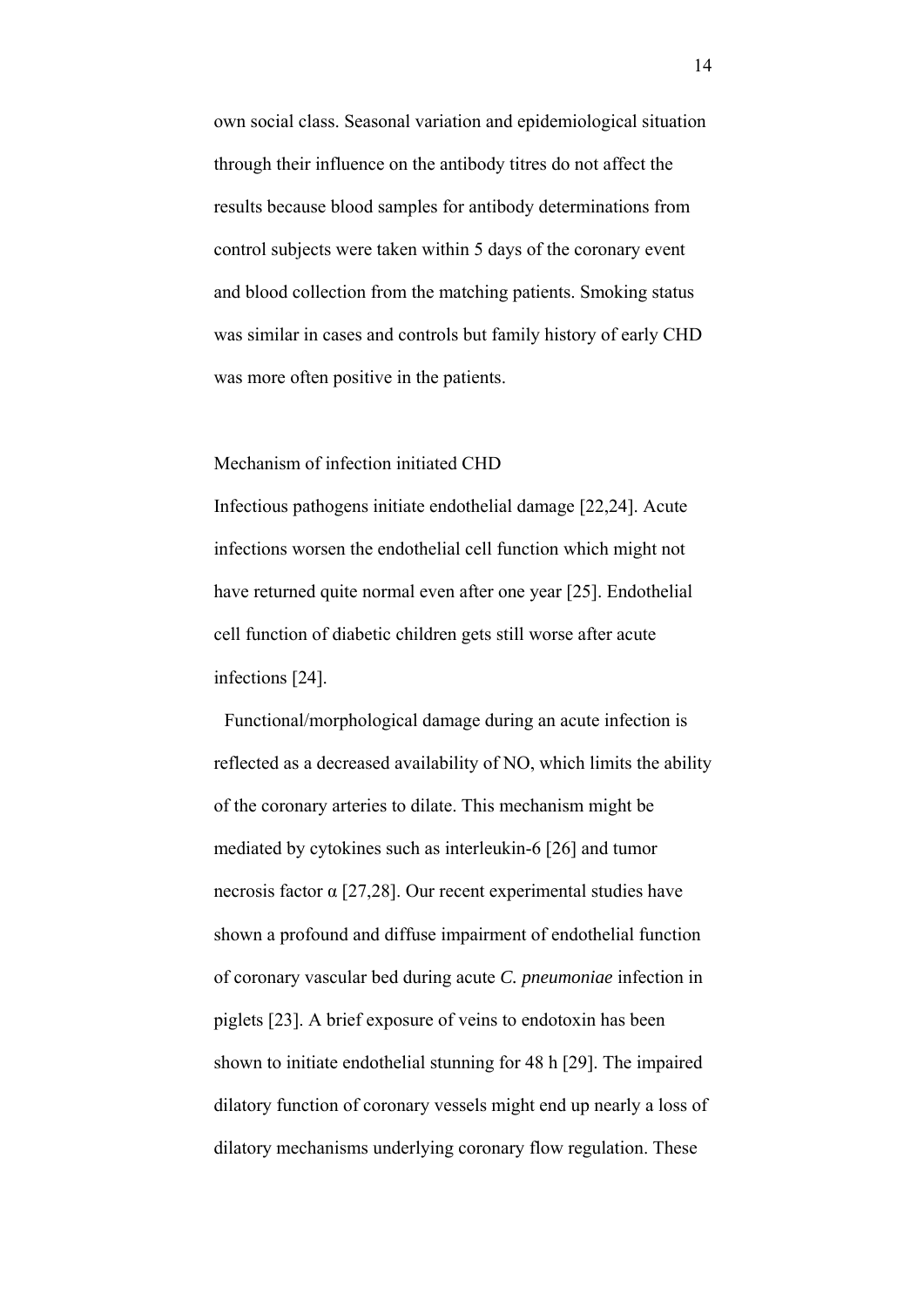own social class. Seasonal variation and epidemiological situation through their influence on the antibody titres do not affect the results because blood samples for antibody determinations from control subjects were taken within 5 days of the coronary event and blood collection from the matching patients. Smoking status was similar in cases and controls but family history of early CHD was more often positive in the patients.

## Mechanism of infection initiated CHD

Infectious pathogens initiate endothelial damage [22,24]. Acute infections worsen the endothelial cell function which might not have returned quite normal even after one year [25]. Endothelial cell function of diabetic children gets still worse after acute infections [24].

Functional/morphological damage during an acute infection is reflected as a decreased availability of NO, which limits the ability of the coronary arteries to dilate. This mechanism might be mediated by cytokines such as interleukin-6 [26] and tumor necrosis factor α [27,28]. Our recent experimental studies have shown a profound and diffuse impairment of endothelial function of coronary vascular bed during acute *C. pneumoniae* infection in piglets [23]. A brief exposure of veins to endotoxin has been shown to initiate endothelial stunning for 48 h [29]. The impaired dilatory function of coronary vessels might end up nearly a loss of dilatory mechanisms underlying coronary flow regulation. These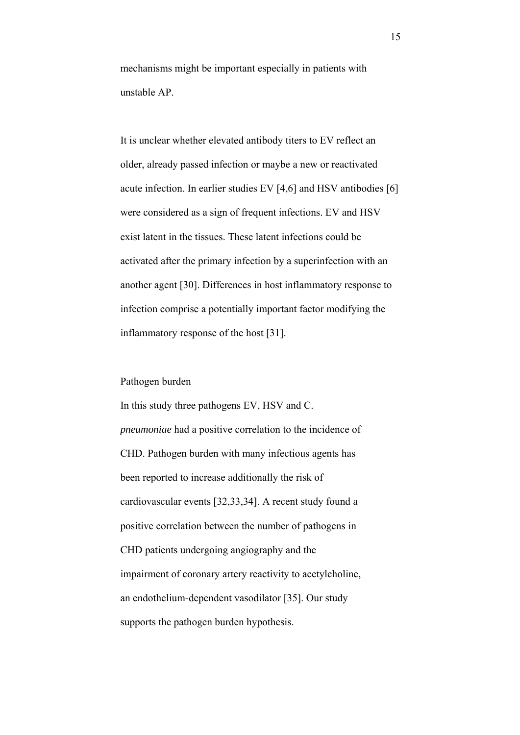mechanisms might be important especially in patients with unstable AP.

It is unclear whether elevated antibody titers to EV reflect an older, already passed infection or maybe a new or reactivated acute infection. In earlier studies EV [4,6] and HSV antibodies [6] were considered as a sign of frequent infections. EV and HSV exist latent in the tissues. These latent infections could be activated after the primary infection by a superinfection with an another agent [30]. Differences in host inflammatory response to infection comprise a potentially important factor modifying the inflammatory response of the host [31].

## Pathogen burden

In this study three pathogens EV, HSV and C. *pneumoniae* had a positive correlation to the incidence of CHD. Pathogen burden with many infectious agents has been reported to increase additionally the risk of cardiovascular events [32,33,34]. A recent study found a positive correlation between the number of pathogens in CHD patients undergoing angiography and the impairment of coronary artery reactivity to acetylcholine, an endothelium-dependent vasodilator [35]. Our study supports the pathogen burden hypothesis.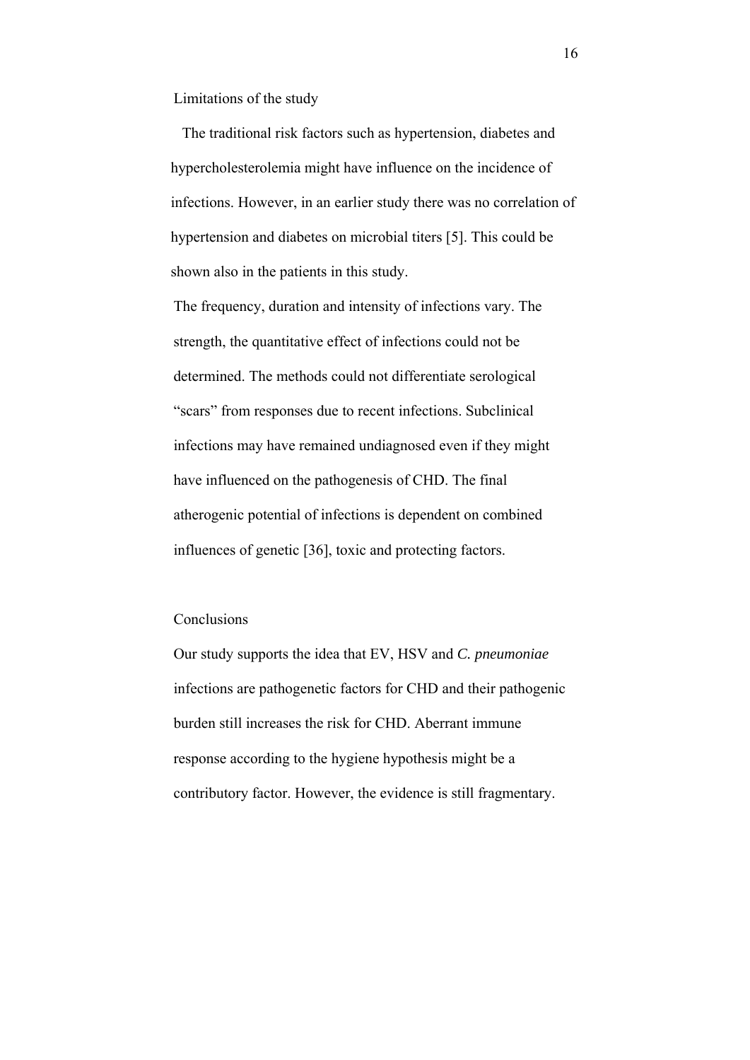## Limitations of the study

The traditional risk factors such as hypertension, diabetes and hypercholesterolemia might have influence on the incidence of infections. However, in an earlier study there was no correlation of hypertension and diabetes on microbial titers [5]. This could be shown also in the patients in this study.

The frequency, duration and intensity of infections vary. The strength, the quantitative effect of infections could not be determined. The methods could not differentiate serological "scars" from responses due to recent infections. Subclinical infections may have remained undiagnosed even if they might have influenced on the pathogenesis of CHD. The final atherogenic potential of infections is dependent on combined influences of genetic [36], toxic and protecting factors.

## Conclusions

Our study supports the idea that EV, HSV and *C. pneumoniae* infections are pathogenetic factors for CHD and their pathogenic burden still increases the risk for CHD. Aberrant immune response according to the hygiene hypothesis might be a contributory factor. However, the evidence is still fragmentary.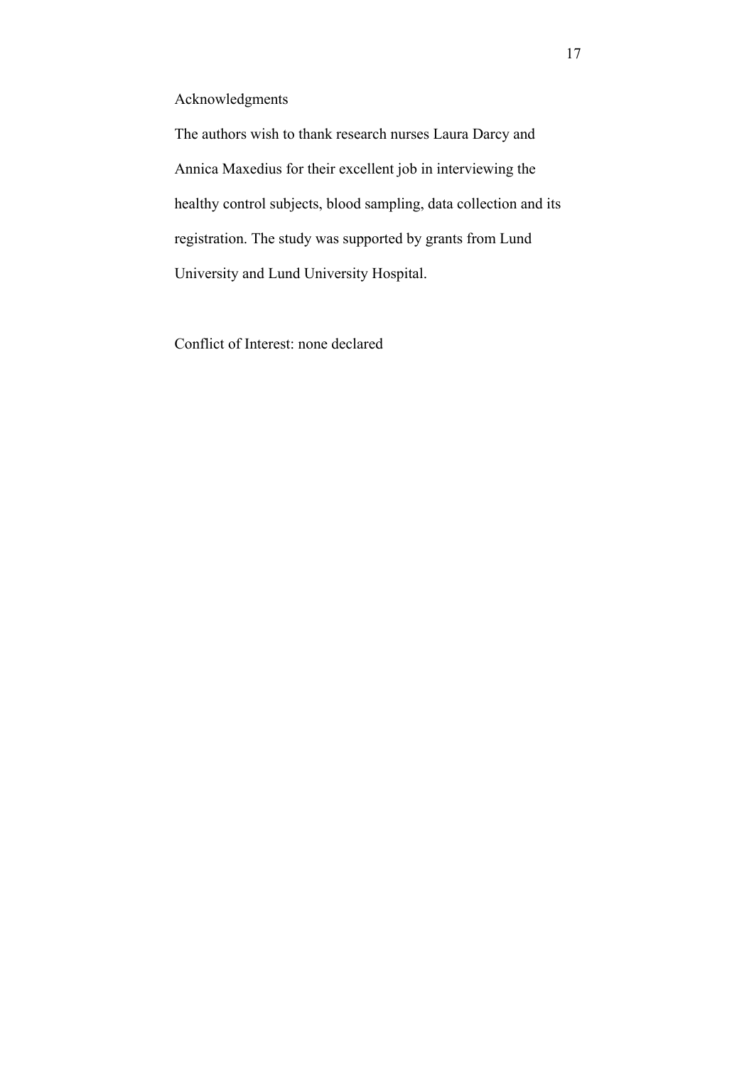## Acknowledgments

The authors wish to thank research nurses Laura Darcy and Annica Maxedius for their excellent job in interviewing the healthy control subjects, blood sampling, data collection and its registration. The study was supported by grants from Lund University and Lund University Hospital.

Conflict of Interest: none declared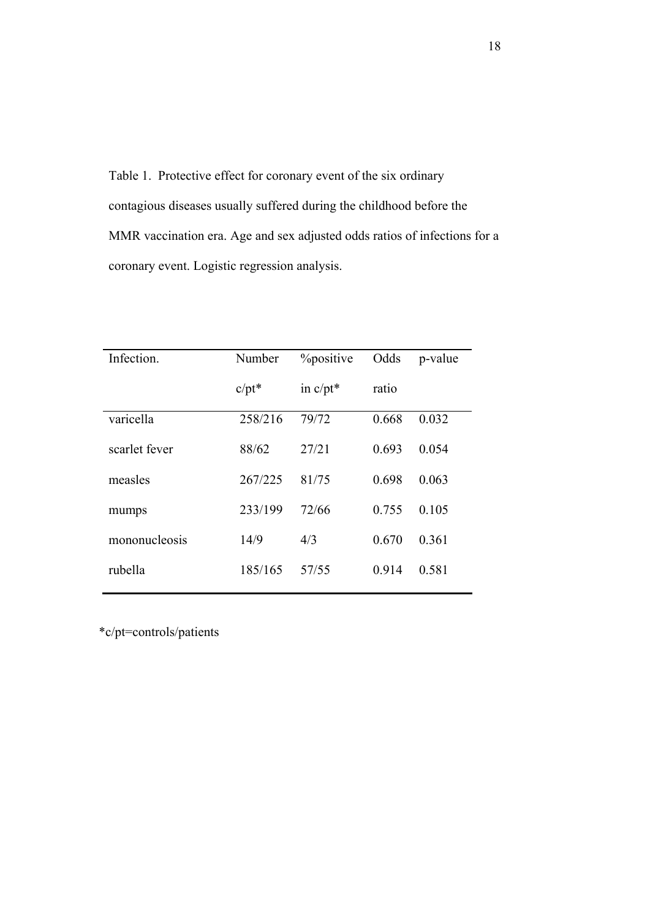Table 1. Protective effect for coronary event of the six ordinary contagious diseases usually suffered during the childhood before the MMR vaccination era. Age and sex adjusted odds ratios of infections for a coronary event. Logistic regression analysis.

| Infection. | Number c/pt* | %positive in c/pt* | Odds ratio | p-value |
|---|---|---|---|---|
| varicella | 258/216 | 79/72 | 0.668 | 0.032 |
| scarlet fever | 88/62 | 27/21 | 0.693 | 0.054 |
| measles | 267/225 | 81/75 | 0.698 | 0.063 |
| mumps | 233/199 | 72/66 | 0.755 | 0.105 |
| mononucleosis | 14/9 | 4/3 | 0.670 | 0.361 |
| rubella | 185/165 | 57/55 | 0.914 | 0.581 |

*c/pt=controls/patients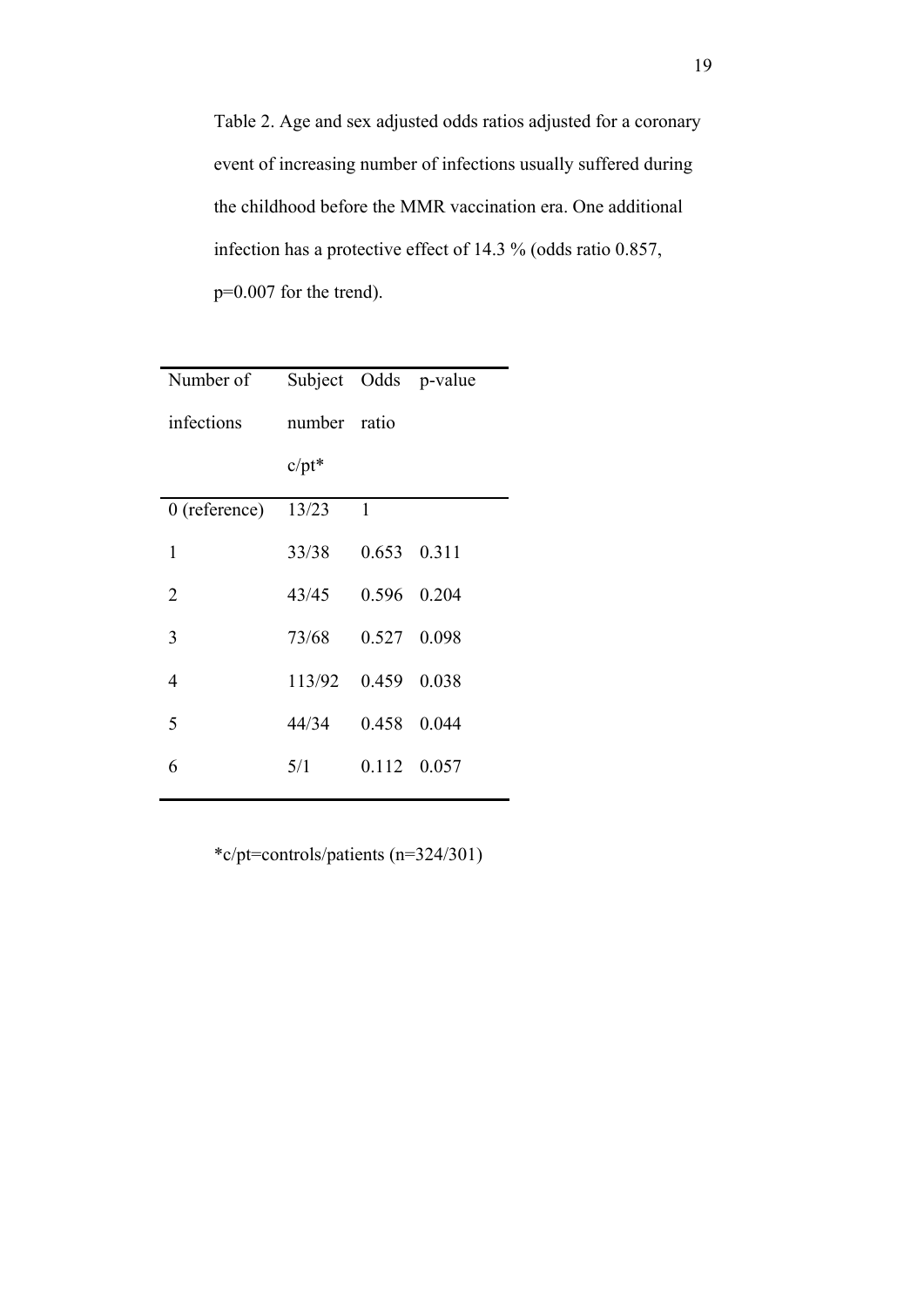Table 2. Age and sex adjusted odds ratios adjusted for a coronary event of increasing number of infections usually suffered during the childhood before the MMR vaccination era. One additional infection has a protective effect of 14.3 % (odds ratio 0.857, p=0.007 for the trend).

| Number of infections | Subject number c/pt* | Odds ratio | p-value |
|---|---|---|---|
| 0 (reference) | 13/23 | 1 | |
| 1 | 33/38 | 0.653 | 0.311 |
| 2 | 43/45 | 0.596 | 0.204 |
| 3 | 73/68 | 0.527 | 0.098 |
| 4 | 113/92 | 0.459 | 0.038 |
| 5 | 44/34 | 0.458 | 0.044 |
| 6 | 5/1 | 0.112 | 0.057 |

*c/pt=controls/patients (n=324/301)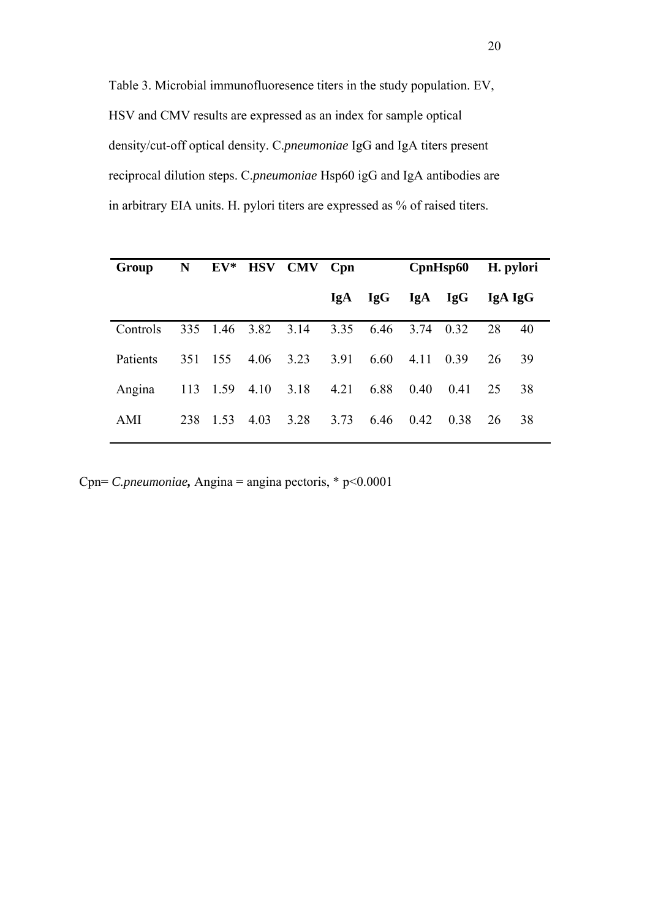Table 3. Microbial immunofluoresence titers in the study population. EV, HSV and CMV results are expressed as an index for sample optical density/cut-off optical density. C.*pneumoniae* IgG and IgA titers present reciprocal dilution steps. C.*pneumoniae* Hsp60 igG and IgA antibodies are in arbitrary EIA units. H. pylori titers are expressed as % of raised titers.

| Group | N | EV* | HSV | CMV | Cpn | | CpnHsp60 | | H. pylori | |
|---|---|---|---|---|---|---|---|---|---|---|
| | | | | | IgA | IgG | IgA | IgG | IgA | IgG |
| Controls | 335 | 1.46 | 3.82 | 3.14 | 3.35 | 6.46 | 3.74 | 0.32 | 28 | 40 |
| Patients | 351 | 155 | 4.06 | 3.23 | 3.91 | 6.60 | 4.11 | 0.39 | 26 | 39 |
| Angina | 113 | 1.59 | 4.10 | 3.18 | 4.21 | 6.88 | 0.40 | 0.41 | 25 | 38 |
| AMI | 238 | 1.53 | 4.03 | 3.28 | 3.73 | 6.46 | 0.42 | 0.38 | 26 | 38 |

Cpn= *C.pneumoniae***,** Angina = angina pectoris, * $p<0.0001$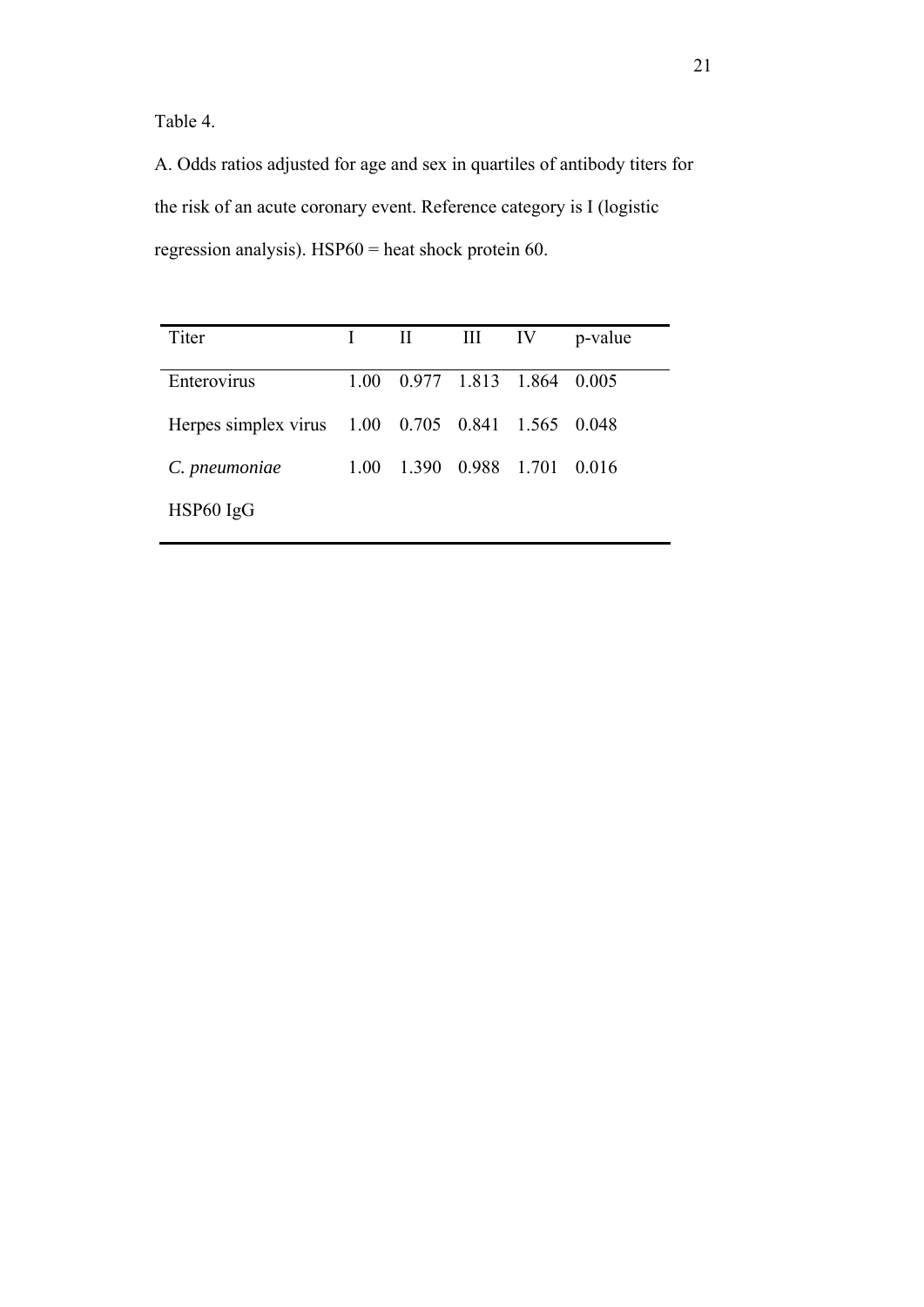Table 4.

A. Odds ratios adjusted for age and sex in quartiles of antibody titers for the risk of an acute coronary event. Reference category is I (logistic regression analysis). HSP60 = heat shock protein 60.

| Titer | I | II | III | IV | p-value |
|---|---|---|---|---|---|
| Enterovirus | 1.00 | 0.977 | 1.813 | 1.864 | 0.005 |
| Herpes simplex virus | 1.00 | 0.705 | 0.841 | 1.565 | 0.048 |
| *C. pneumoniae* HSP60 IgG | 1.00 | 1.390 | 0.988 | 1.701 | 0.016 |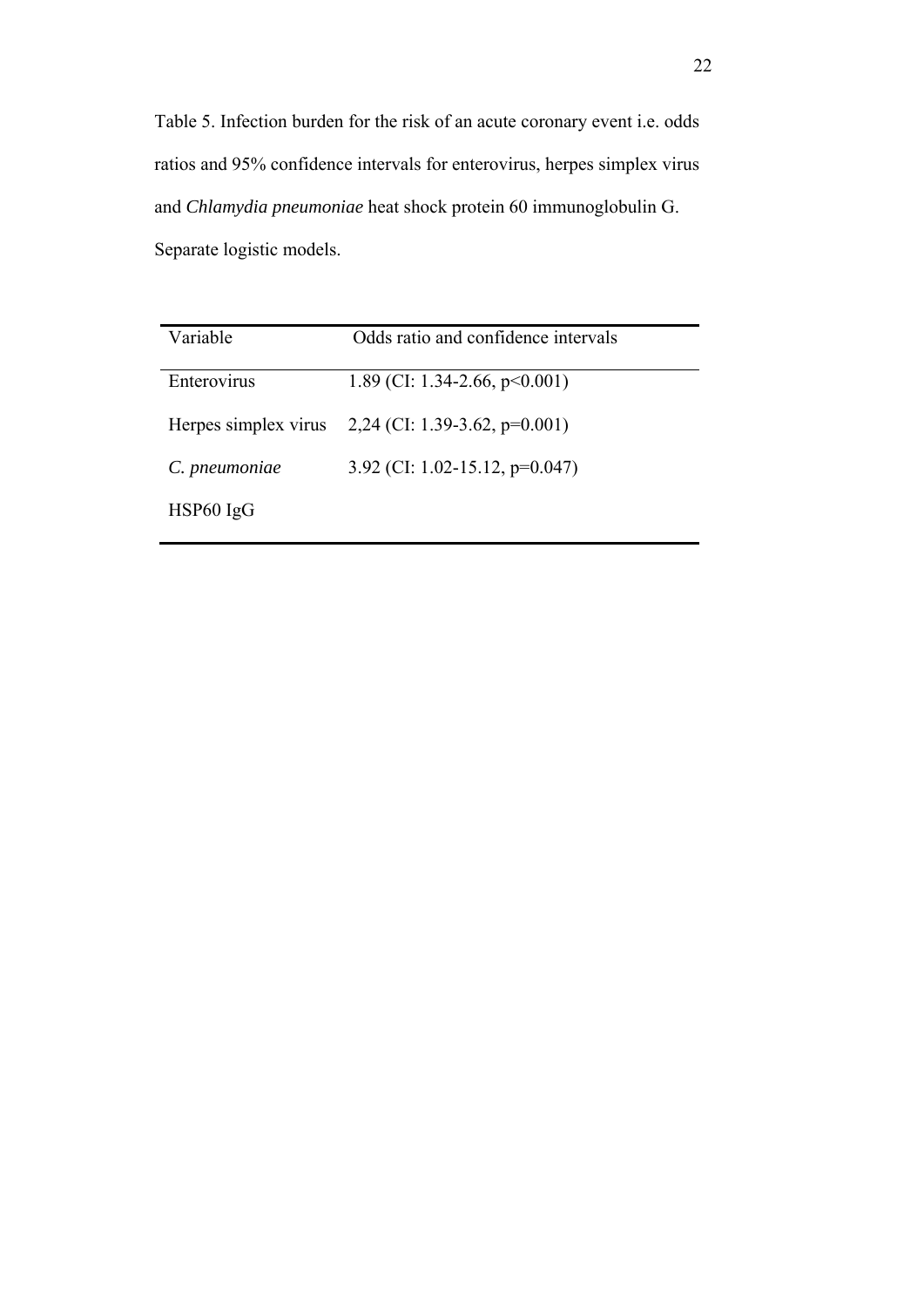Table 5. Infection burden for the risk of an acute coronary event i.e. odds ratios and 95% confidence intervals for enterovirus, herpes simplex virus and *Chlamydia pneumoniae* heat shock protein 60 immunoglobulin G. Separate logistic models.

| Variable | Odds ratio and confidence intervals |
|---|---|
| Enterovirus | 1.89 (CI: 1.34-2.66, $p<0.001$) |
| Herpes simplex virus | 2,24 (CI: 1.39-3.62, $p=0.001$) |
| *C. pneumoniae* HSP60 IgG | 3.92 (CI: 1.02-15.12, $p=0.047$) |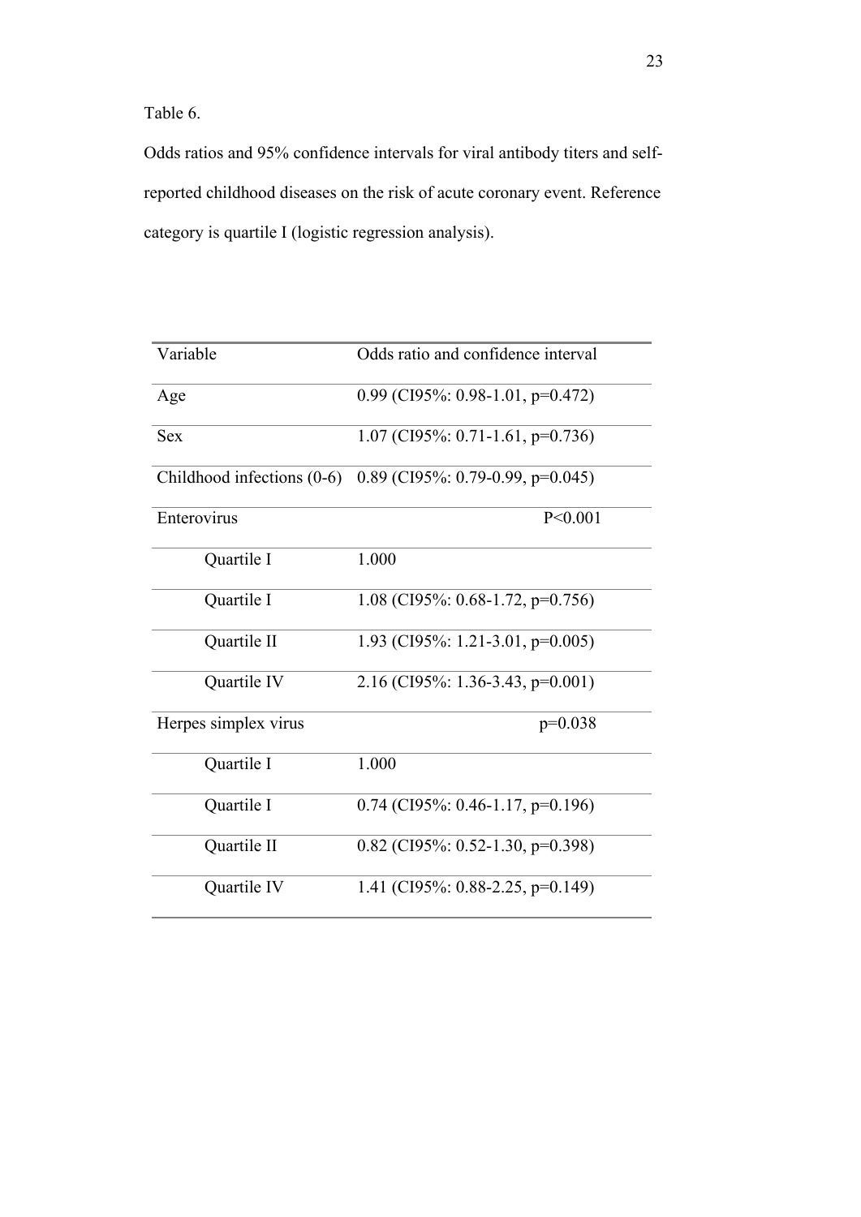Table 6.

Odds ratios and 95% confidence intervals for viral antibody titers and self-reported childhood diseases on the risk of acute coronary event. Reference category is quartile I (logistic regression analysis).

| Variable | Odds ratio and confidence interval |
|---|---|
| Age | 0.99 (CI95%: 0.98-1.01, p=0.472) |
| Sex | 1.07 (CI95%: 0.71-1.61, p=0.736) |
| Childhood infections (0-6) | 0.89 (CI95%: 0.79-0.99, p=0.045) |
| Enterovirus | P<0.001 |
| Quartile I | 1.000 |
| Quartile I | 1.08 (CI95%: 0.68-1.72, p=0.756) |
| Quartile II | 1.93 (CI95%: 1.21-3.01, p=0.005) |
| Quartile IV | 2.16 (CI95%: 1.36-3.43, p=0.001) |
| Herpes simplex virus | p=0.038 |
| Quartile I | 1.000 |
| Quartile I | 0.74 (CI95%: 0.46-1.17, p=0.196) |
| Quartile II | 0.82 (CI95%: 0.52-1.30, p=0.398) |
| Quartile IV | 1.41 (CI95%: 0.88-2.25, p=0.149) |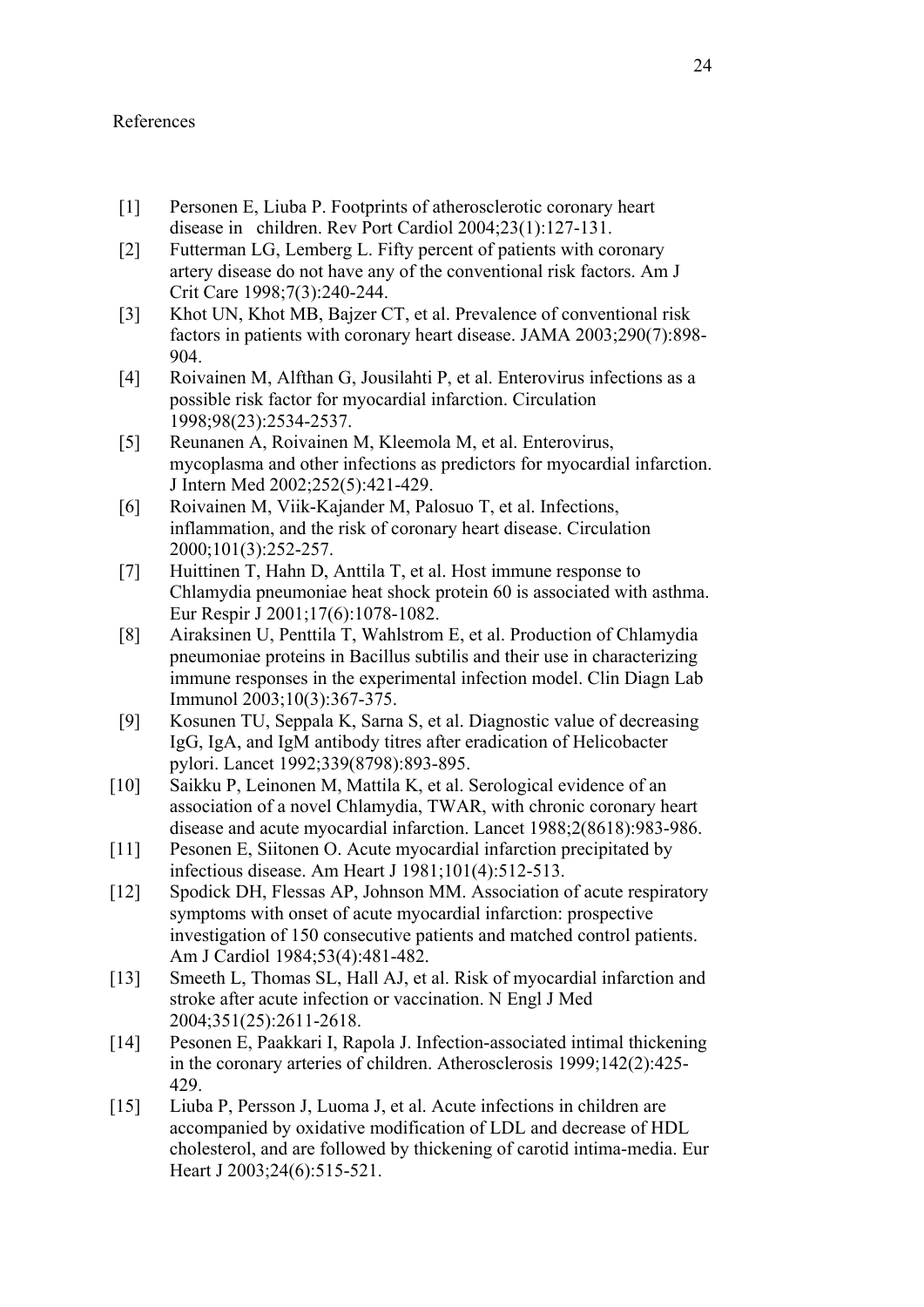References

[1] Personen E, Liuba P. Footprints of atherosclerotic coronary heart disease in children. Rev Port Cardiol 2004;23(1):127-131.

[2] Futterman LG, Lemberg L. Fifty percent of patients with coronary artery disease do not have any of the conventional risk factors. Am J Crit Care 1998;7(3):240-244.

[3] Khot UN, Khot MB, Bajzer CT, et al. Prevalence of conventional risk factors in patients with coronary heart disease. JAMA 2003;290(7):898-904.

[4] Roivainen M, Alfthan G, Jousilahti P, et al. Enterovirus infections as a possible risk factor for myocardial infarction. Circulation 1998;98(23):2534-2537.

[5] Reunanen A, Roivainen M, Kleemola M, et al. Enterovirus, mycoplasma and other infections as predictors for myocardial infarction. J Intern Med 2002;252(5):421-429.

[6] Roivainen M, Viik-Kajander M, Palosuo T, et al. Infections, inflammation, and the risk of coronary heart disease. Circulation 2000;101(3):252-257.

[7] Huittinen T, Hahn D, Anttila T, et al. Host immune response to Chlamydia pneumoniae heat shock protein 60 is associated with asthma. Eur Respir J 2001;17(6):1078-1082.

[8] Airaksinen U, Penttila T, Wahlstrom E, et al. Production of Chlamydia pneumoniae proteins in Bacillus subtilis and their use in characterizing immune responses in the experimental infection model. Clin Diagn Lab Immunol 2003;10(3):367-375.

[9] Kosunen TU, Seppala K, Sarna S, et al. Diagnostic value of decreasing IgG, IgA, and IgM antibody titres after eradication of Helicobacter pylori. Lancet 1992;339(8798):893-895.

[10] Saikku P, Leinonen M, Mattila K, et al. Serological evidence of an association of a novel Chlamydia, TWAR, with chronic coronary heart disease and acute myocardial infarction. Lancet 1988;2(8618):983-986.

[11] Pesonen E, Siitonen O. Acute myocardial infarction precipitated by infectious disease. Am Heart J 1981;101(4):512-513.

[12] Spodick DH, Flessas AP, Johnson MM. Association of acute respiratory symptoms with onset of acute myocardial infarction: prospective investigation of 150 consecutive patients and matched control patients. Am J Cardiol 1984;53(4):481-482.

[13] Smeeth L, Thomas SL, Hall AJ, et al. Risk of myocardial infarction and stroke after acute infection or vaccination. N Engl J Med 2004;351(25):2611-2618.

[14] Pesonen E, Paakkari I, Rapola J. Infection-associated intimal thickening in the coronary arteries of children. Atherosclerosis 1999;142(2):425-429.

[15] Liuba P, Persson J, Luoma J, et al. Acute infections in children are accompanied by oxidative modification of LDL and decrease of HDL cholesterol, and are followed by thickening of carotid intima-media. Eur Heart J 2003;24(6):515-521.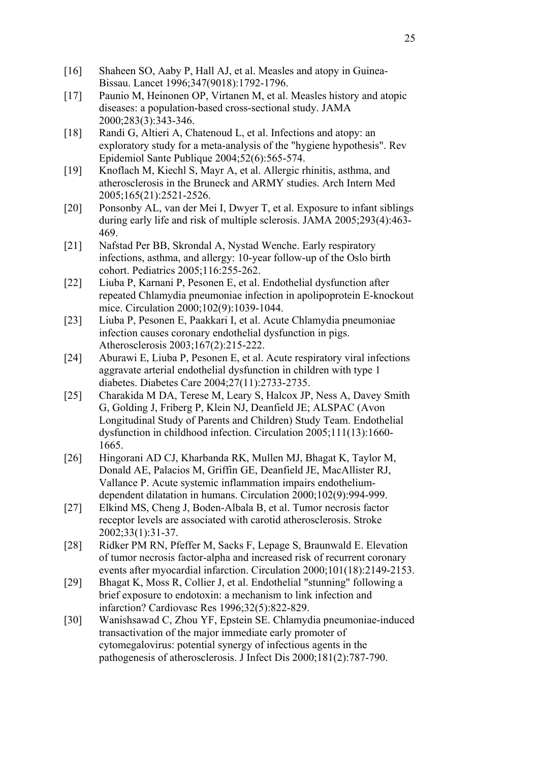[16] Shaheen SO, Aaby P, Hall AJ, et al. Measles and atopy in Guinea-Bissau. Lancet 1996;347(9018):1792-1796.

[17] Paunio M, Heinonen OP, Virtanen M, et al. Measles history and atopic diseases: a population-based cross-sectional study. JAMA 2000;283(3):343-346.

[18] Randi G, Altieri A, Chatenoud L, et al. Infections and atopy: an exploratory study for a meta-analysis of the "hygiene hypothesis". Rev Epidemiol Sante Publique 2004;52(6):565-574.

[19] Knoflach M, Kiechl S, Mayr A, et al. Allergic rhinitis, asthma, and atherosclerosis in the Bruneck and ARMY studies. Arch Intern Med 2005;165(21):2521-2526.

[20] Ponsonby AL, van der Mei I, Dwyer T, et al. Exposure to infant siblings during early life and risk of multiple sclerosis. JAMA 2005;293(4):463-469.

[21] Nafstad Per BB, Skrondal A, Nystad Wenche. Early respiratory infections, asthma, and allergy: 10-year follow-up of the Oslo birth cohort. Pediatrics 2005;116:255-262.

[22] Liuba P, Karnani P, Pesonen E, et al. Endothelial dysfunction after repeated Chlamydia pneumoniae infection in apolipoprotein E-knockout mice. Circulation 2000;102(9):1039-1044.

[23] Liuba P, Pesonen E, Paakkari I, et al. Acute Chlamydia pneumoniae infection causes coronary endothelial dysfunction in pigs. Atherosclerosis 2003;167(2):215-222.

[24] Aburawi E, Liuba P, Pesonen E, et al. Acute respiratory viral infections aggravate arterial endothelial dysfunction in children with type 1 diabetes. Diabetes Care 2004;27(11):2733-2735.

[25] Charakida M DA, Terese M, Leary S, Halcox JP, Ness A, Davey Smith G, Golding J, Friberg P, Klein NJ, Deanfield JE; ALSPAC (Avon Longitudinal Study of Parents and Children) Study Team. Endothelial dysfunction in childhood infection. Circulation 2005;111(13):1660-1665.

[26] Hingorani AD CJ, Kharbanda RK, Mullen MJ, Bhagat K, Taylor M, Donald AE, Palacios M, Griffin GE, Deanfield JE, MacAllister RJ, Vallance P. Acute systemic inflammation impairs endothelium-dependent dilatation in humans. Circulation 2000;102(9):994-999.

[27] Elkind MS, Cheng J, Boden-Albala B, et al. Tumor necrosis factor receptor levels are associated with carotid atherosclerosis. Stroke 2002;33(1):31-37.

[28] Ridker PM RN, Pfeffer M, Sacks F, Lepage S, Braunwald E. Elevation of tumor necrosis factor-alpha and increased risk of recurrent coronary events after myocardial infarction. Circulation 2000;101(18):2149-2153.

[29] Bhagat K, Moss R, Collier J, et al. Endothelial "stunning" following a brief exposure to endotoxin: a mechanism to link infection and infarction? Cardiovasc Res 1996;32(5):822-829.

[30] Wanishsawad C, Zhou YF, Epstein SE. Chlamydia pneumoniae-induced transactivation of the major immediate early promoter of cytomegalovirus: potential synergy of infectious agents in the pathogenesis of atherosclerosis. J Infect Dis 2000;181(2):787-790.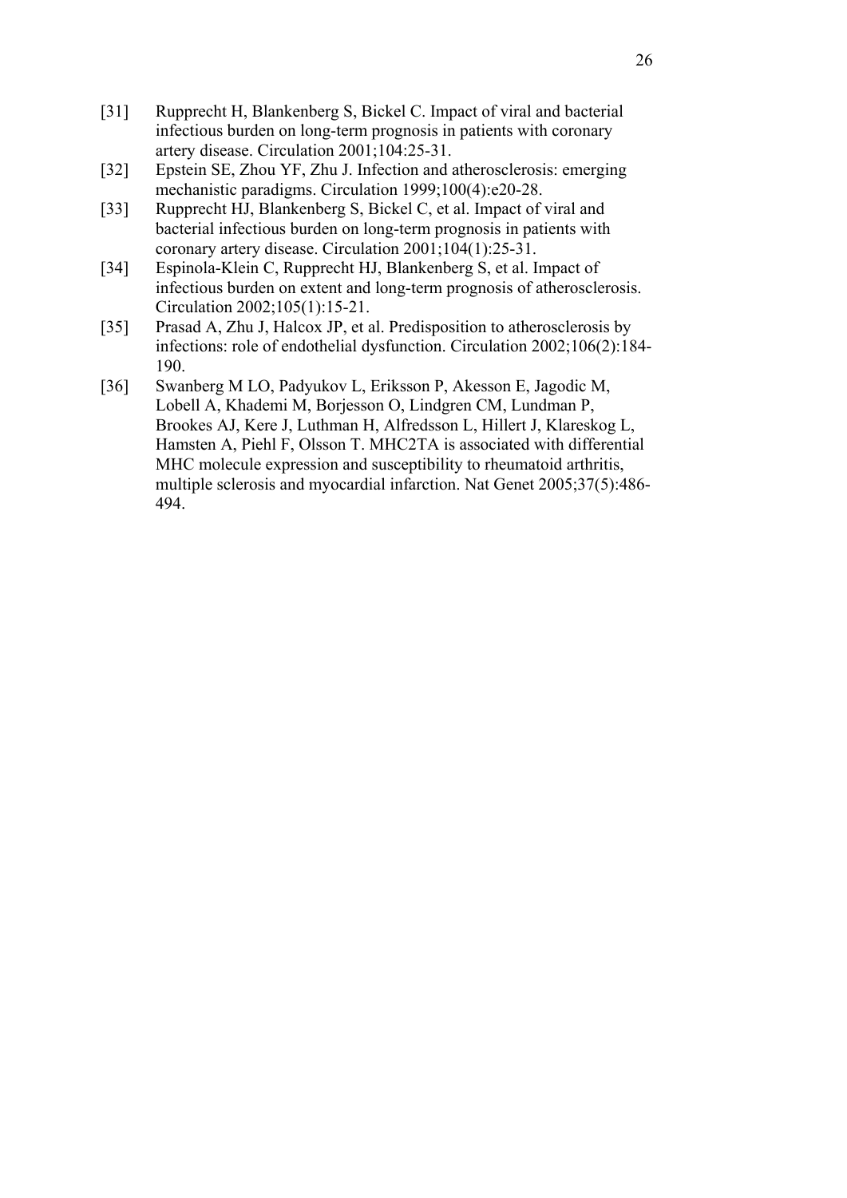[31] Rupprecht H, Blankenberg S, Bickel C. Impact of viral and bacterial infectious burden on long-term prognosis in patients with coronary artery disease. Circulation 2001;104:25-31.

[32] Epstein SE, Zhou YF, Zhu J. Infection and atherosclerosis: emerging mechanistic paradigms. Circulation 1999;100(4):e20-28.

[33] Rupprecht HJ, Blankenberg S, Bickel C, et al. Impact of viral and bacterial infectious burden on long-term prognosis in patients with coronary artery disease. Circulation 2001;104(1):25-31.

[34] Espinola-Klein C, Rupprecht HJ, Blankenberg S, et al. Impact of infectious burden on extent and long-term prognosis of atherosclerosis. Circulation 2002;105(1):15-21.

[35] Prasad A, Zhu J, Halcox JP, et al. Predisposition to atherosclerosis by infections: role of endothelial dysfunction. Circulation 2002;106(2):184-190.

[36] Swanberg M LO, Padyukov L, Eriksson P, Akesson E, Jagodic M, Lobell A, Khademi M, Borjesson O, Lindgren CM, Lundman P, Brookes AJ, Kere J, Luthman H, Alfredsson L, Hillert J, Klareskog L, Hamsten A, Piehl F, Olsson T. MHC2TA is associated with differential MHC molecule expression and susceptibility to rheumatoid arthritis, multiple sclerosis and myocardial infarction. Nat Genet 2005;37(5):486-494.